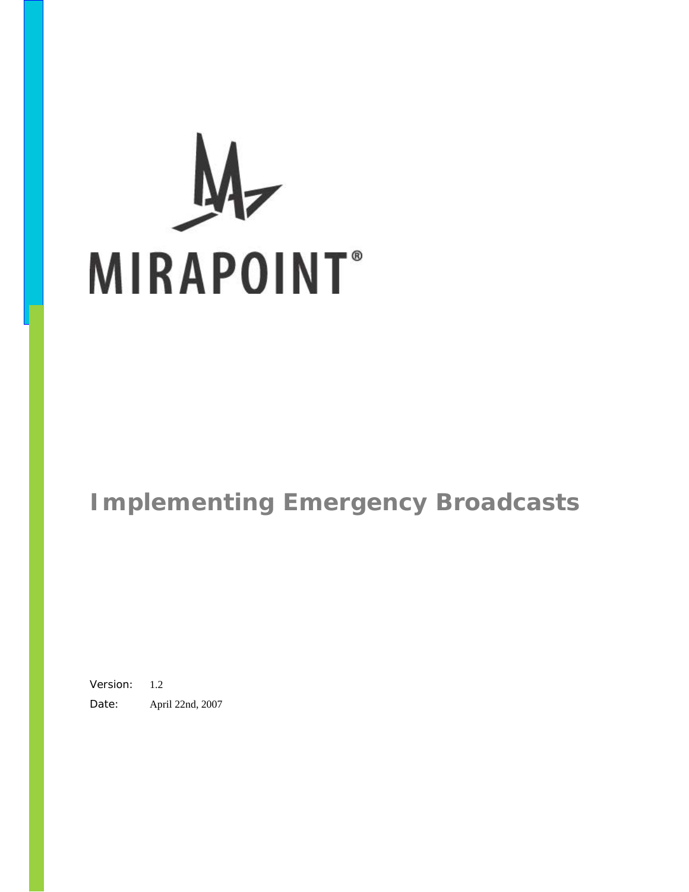MIRAPOINT®

# Implementing Emergency Broadcasts

Version: 1.2

Date: April 22nd, 2007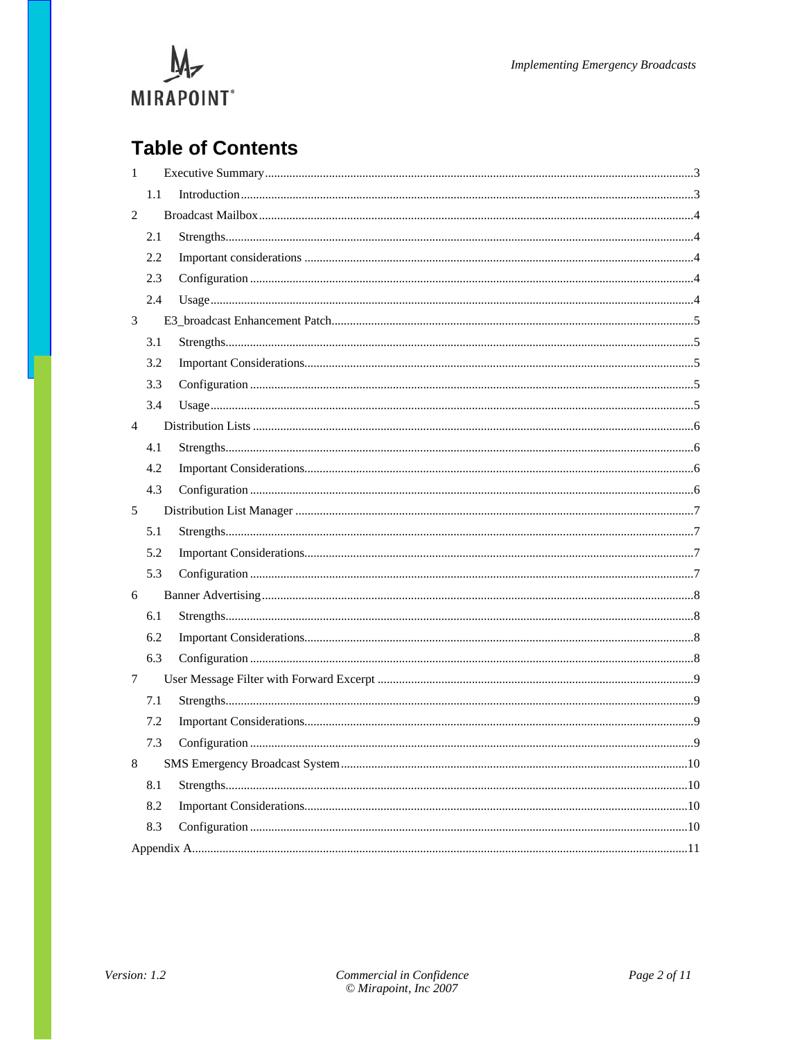# Table of Contents

1 Executive Summary ....... 3
  1.1 Introduction ....... 3
2 Broadcast Mailbox ....... 4
  2.1 Strengths ....... 4
  2.2 Important considerations ....... 4
  2.3 Configuration ....... 4
  2.4 Usage ....... 4
3 E3_broadcast Enhancement Patch ....... 5
  3.1 Strengths ....... 5
  3.2 Important Considerations ....... 5
  3.3 Configuration ....... 5
  3.4 Usage ....... 5
4 Distribution Lists ....... 6
  4.1 Strengths ....... 6
  4.2 Important Considerations ....... 6
  4.3 Configuration ....... 6
5 Distribution List Manager ....... 7
  5.1 Strengths ....... 7
  5.2 Important Considerations ....... 7
  5.3 Configuration ....... 7
6 Banner Advertising ....... 8
  6.1 Strengths ....... 8
  6.2 Important Considerations ....... 8
  6.3 Configuration ....... 8
7 User Message Filter with Forward Excerpt ....... 9
  7.1 Strengths ....... 9
  7.2 Important Considerations ....... 9
  7.3 Configuration ....... 9
8 SMS Emergency Broadcast System ....... 10
  8.1 Strengths ....... 10
  8.2 Important Considerations ....... 10
  8.3 Configuration ....... 10
Appendix A ....... 11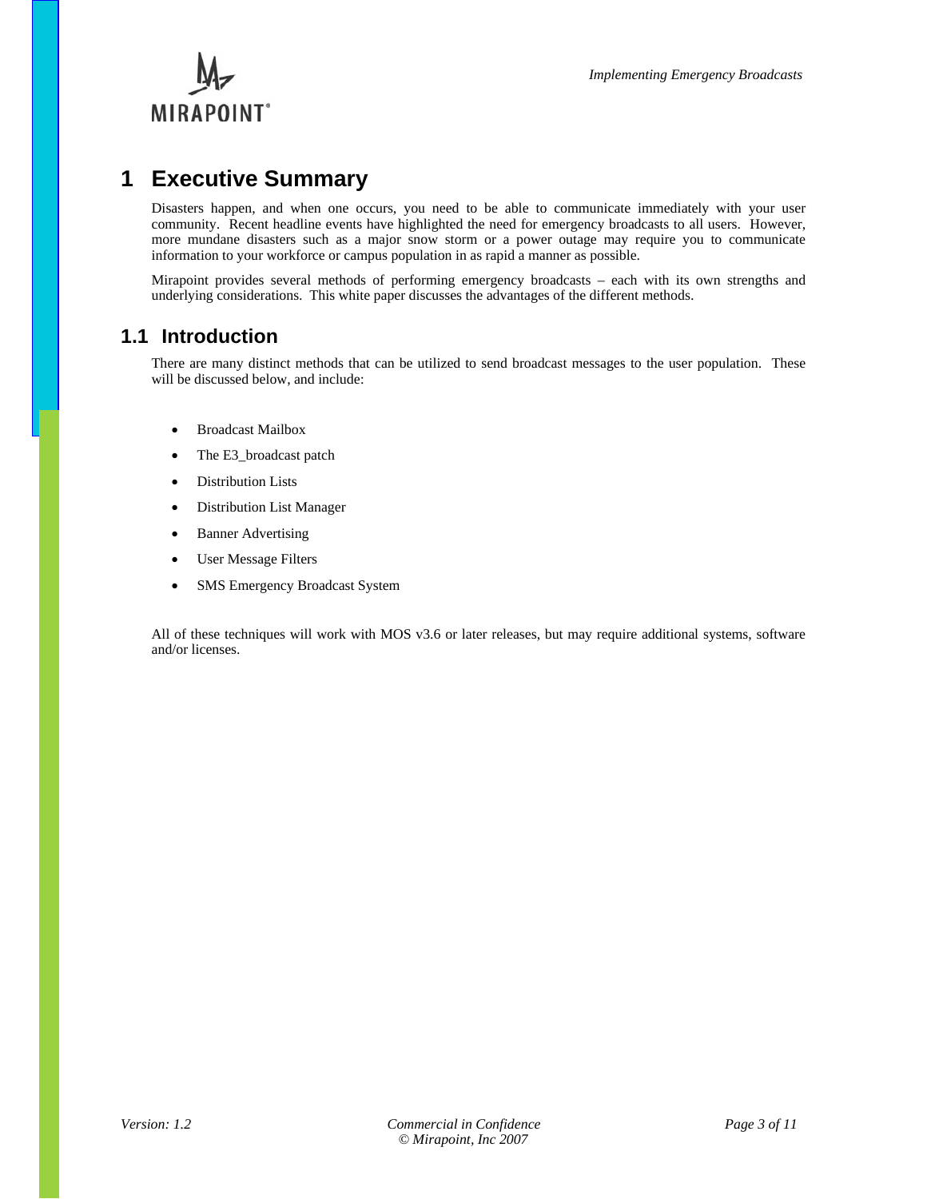# 1 Executive Summary

Disasters happen, and when one occurs, you need to be able to communicate immediately with your user community. Recent headline events have highlighted the need for emergency broadcasts to all users. However, more mundane disasters such as a major snow storm or a power outage may require you to communicate information to your workforce or campus population in as rapid a manner as possible.

Mirapoint provides several methods of performing emergency broadcasts – each with its own strengths and underlying considerations. This white paper discusses the advantages of the different methods.

## 1.1 Introduction

There are many distinct methods that can be utilized to send broadcast messages to the user population. These will be discussed below, and include:

- Broadcast Mailbox
- The E3_broadcast patch
- Distribution Lists
- Distribution List Manager
- Banner Advertising
- User Message Filters
- SMS Emergency Broadcast System

All of these techniques will work with MOS v3.6 or later releases, but may require additional systems, software and/or licenses.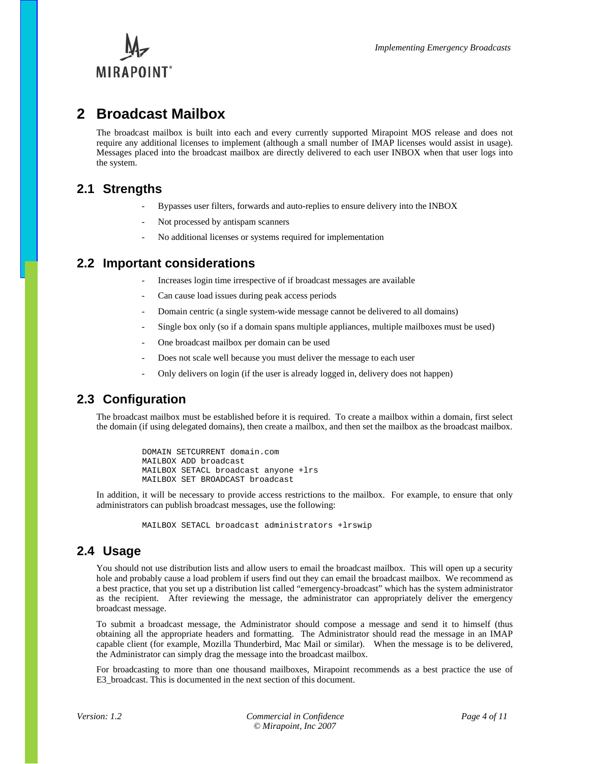# 2 Broadcast Mailbox

The broadcast mailbox is built into each and every currently supported Mirapoint MOS release and does not require any additional licenses to implement (although a small number of IMAP licenses would assist in usage). Messages placed into the broadcast mailbox are directly delivered to each user INBOX when that user logs into the system.

## 2.1 Strengths

- Bypasses user filters, forwards and auto-replies to ensure delivery into the INBOX
- Not processed by antispam scanners
- No additional licenses or systems required for implementation

## 2.2 Important considerations

- Increases login time irrespective of if broadcast messages are available
- Can cause load issues during peak access periods
- Domain centric (a single system-wide message cannot be delivered to all domains)
- Single box only (so if a domain spans multiple appliances, multiple mailboxes must be used)
- One broadcast mailbox per domain can be used
- Does not scale well because you must deliver the message to each user
- Only delivers on login (if the user is already logged in, delivery does not happen)

## 2.3 Configuration

The broadcast mailbox must be established before it is required. To create a mailbox within a domain, first select the domain (if using delegated domains), then create a mailbox, and then set the mailbox as the broadcast mailbox.

```
DOMAIN SETCURRENT domain.com
MAILBOX ADD broadcast
MAILBOX SETACL broadcast anyone +lrs
MAILBOX SET BROADCAST broadcast
```

In addition, it will be necessary to provide access restrictions to the mailbox. For example, to ensure that only administrators can publish broadcast messages, use the following:

```
MAILBOX SETACL broadcast administrators +lrswip
```

## 2.4 Usage

You should not use distribution lists and allow users to email the broadcast mailbox. This will open up a security hole and probably cause a load problem if users find out they can email the broadcast mailbox. We recommend as a best practice, that you set up a distribution list called "emergency-broadcast" which has the system administrator as the recipient. After reviewing the message, the administrator can appropriately deliver the emergency broadcast message.

To submit a broadcast message, the Administrator should compose a message and send it to himself (thus obtaining all the appropriate headers and formatting. The Administrator should read the message in an IMAP capable client (for example, Mozilla Thunderbird, Mac Mail or similar). When the message is to be delivered, the Administrator can simply drag the message into the broadcast mailbox.

For broadcasting to more than one thousand mailboxes, Mirapoint recommends as a best practice the use of E3_broadcast. This is documented in the next section of this document.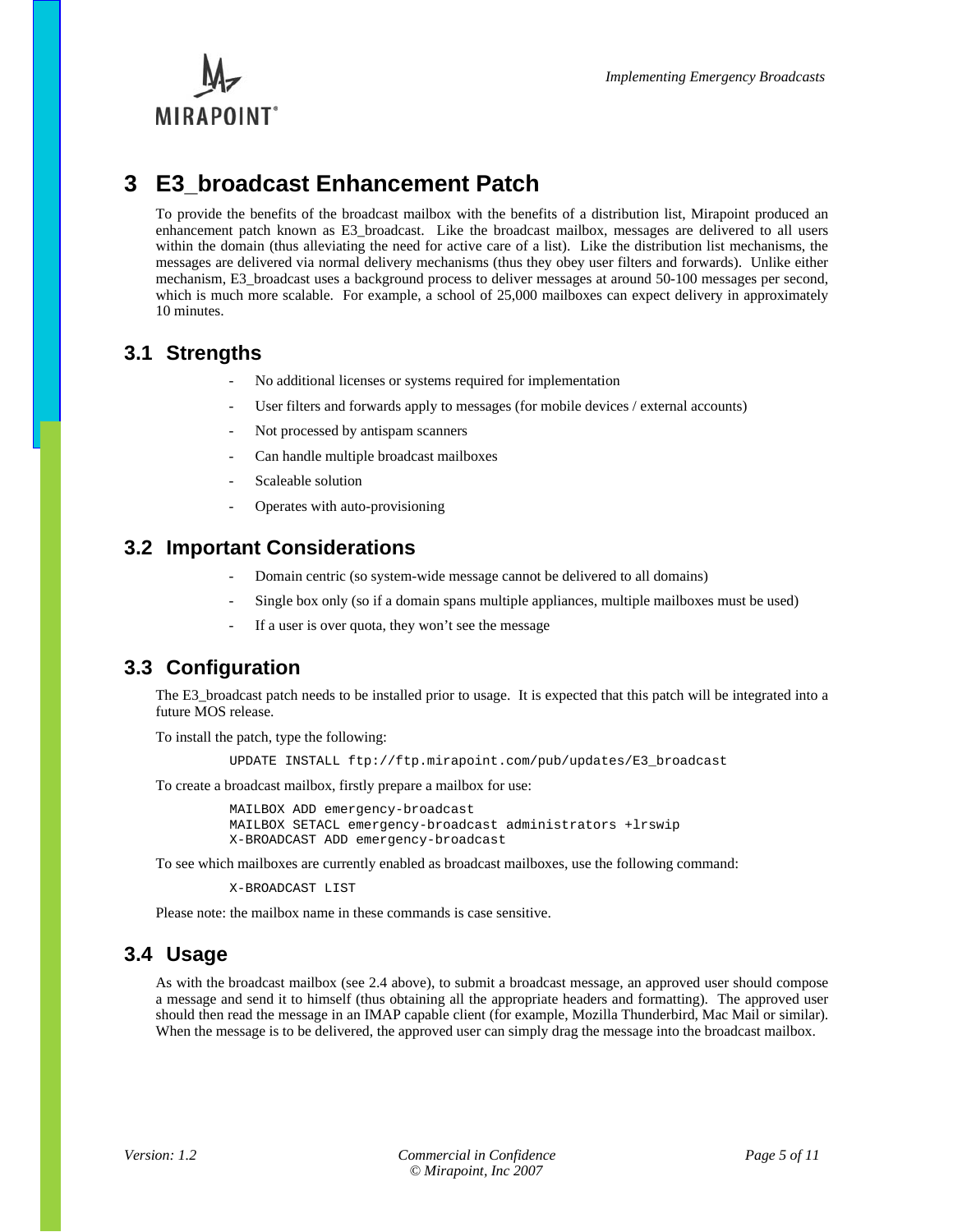# 3 E3_broadcast Enhancement Patch

To provide the benefits of the broadcast mailbox with the benefits of a distribution list, Mirapoint produced an enhancement patch known as E3_broadcast. Like the broadcast mailbox, messages are delivered to all users within the domain (thus alleviating the need for active care of a list). Like the distribution list mechanisms, the messages are delivered via normal delivery mechanisms (thus they obey user filters and forwards). Unlike either mechanism, E3_broadcast uses a background process to deliver messages at around 50-100 messages per second, which is much more scalable. For example, a school of 25,000 mailboxes can expect delivery in approximately 10 minutes.

## 3.1 Strengths

- No additional licenses or systems required for implementation
- User filters and forwards apply to messages (for mobile devices / external accounts)
- Not processed by antispam scanners
- Can handle multiple broadcast mailboxes
- Scaleable solution
- Operates with auto-provisioning

## 3.2 Important Considerations

- Domain centric (so system-wide message cannot be delivered to all domains)
- Single box only (so if a domain spans multiple appliances, multiple mailboxes must be used)
- If a user is over quota, they won't see the message

## 3.3 Configuration

The E3_broadcast patch needs to be installed prior to usage. It is expected that this patch will be integrated into a future MOS release.

To install the patch, type the following:

```
UPDATE INSTALL ftp://ftp.mirapoint.com/pub/updates/E3_broadcast
```

To create a broadcast mailbox, firstly prepare a mailbox for use:

```
MAILBOX ADD emergency-broadcast
MAILBOX SETACL emergency-broadcast administrators +lrswip
X-BROADCAST ADD emergency-broadcast
```

To see which mailboxes are currently enabled as broadcast mailboxes, use the following command:

```
X-BROADCAST LIST
```

Please note: the mailbox name in these commands is case sensitive.

## 3.4 Usage

As with the broadcast mailbox (see 2.4 above), to submit a broadcast message, an approved user should compose a message and send it to himself (thus obtaining all the appropriate headers and formatting). The approved user should then read the message in an IMAP capable client (for example, Mozilla Thunderbird, Mac Mail or similar). When the message is to be delivered, the approved user can simply drag the message into the broadcast mailbox.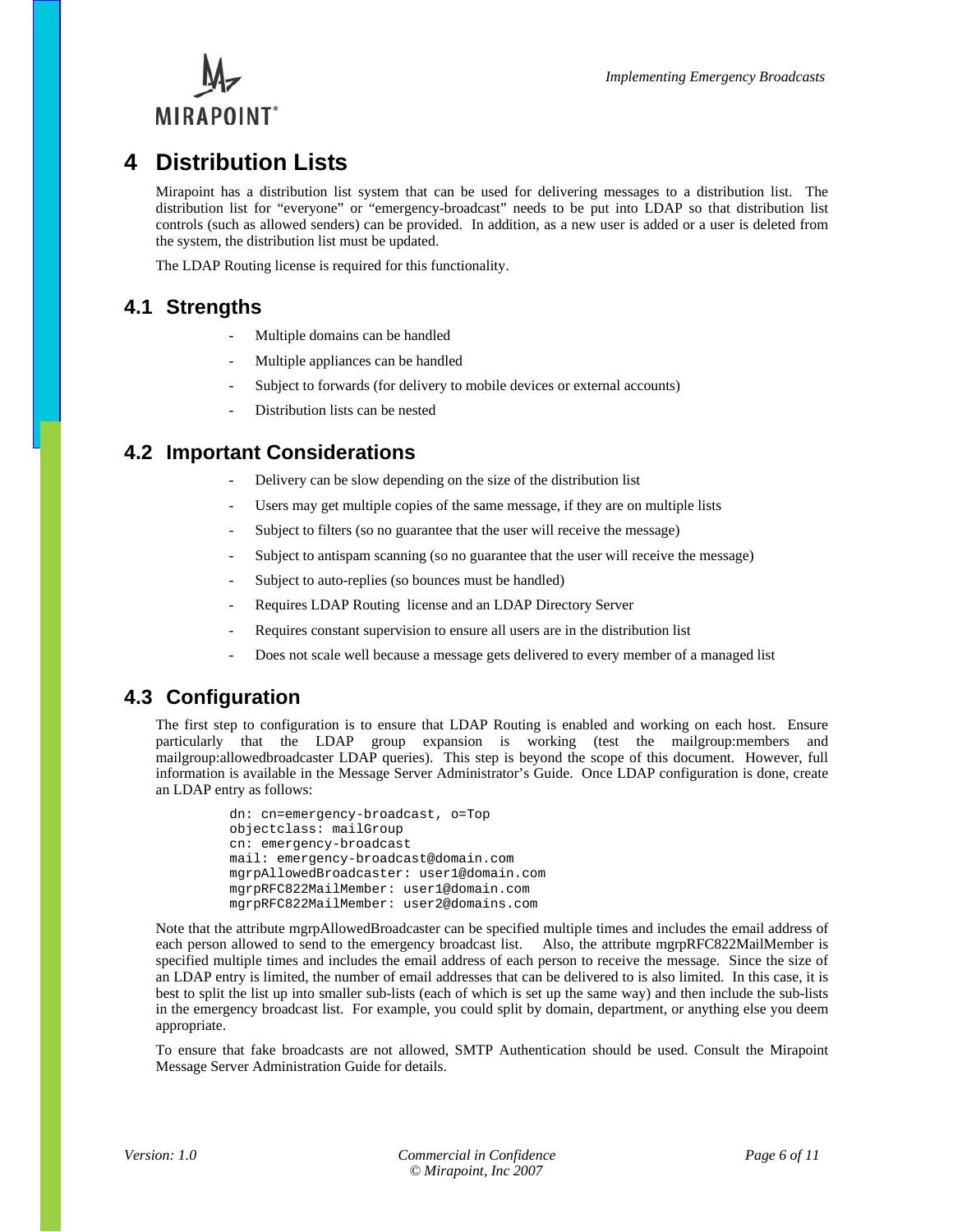# 4 Distribution Lists

Mirapoint has a distribution list system that can be used for delivering messages to a distribution list. The distribution list for "everyone" or "emergency-broadcast" needs to be put into LDAP so that distribution list controls (such as allowed senders) can be provided. In addition, as a new user is added or a user is deleted from the system, the distribution list must be updated.

The LDAP Routing license is required for this functionality.

## 4.1 Strengths

- Multiple domains can be handled
- Multiple appliances can be handled
- Subject to forwards (for delivery to mobile devices or external accounts)
- Distribution lists can be nested

## 4.2 Important Considerations

- Delivery can be slow depending on the size of the distribution list
- Users may get multiple copies of the same message, if they are on multiple lists
- Subject to filters (so no guarantee that the user will receive the message)
- Subject to antispam scanning (so no guarantee that the user will receive the message)
- Subject to auto-replies (so bounces must be handled)
- Requires LDAP Routing license and an LDAP Directory Server
- Requires constant supervision to ensure all users are in the distribution list
- Does not scale well because a message gets delivered to every member of a managed list

## 4.3 Configuration

The first step to configuration is to ensure that LDAP Routing is enabled and working on each host. Ensure particularly that the LDAP group expansion is working (test the mailgroup:members and mailgroup:allowedbroadcaster LDAP queries). This step is beyond the scope of this document. However, full information is available in the Message Server Administrator's Guide. Once LDAP configuration is done, create an LDAP entry as follows:

```
dn: cn=emergency-broadcast, o=Top
objectclass: mailGroup
cn: emergency-broadcast
mail: emergency-broadcast@domain.com
mgrpAllowedBroadcaster: user1@domain.com
mgrpRFC822MailMember: user1@domain.com
mgrpRFC822MailMember: user2@domains.com
```

Note that the attribute mgrpAllowedBroadcaster can be specified multiple times and includes the email address of each person allowed to send to the emergency broadcast list. Also, the attribute mgrpRFC822MailMember is specified multiple times and includes the email address of each person to receive the message. Since the size of an LDAP entry is limited, the number of email addresses that can be delivered to is also limited. In this case, it is best to split the list up into smaller sub-lists (each of which is set up the same way) and then include the sub-lists in the emergency broadcast list. For example, you could split by domain, department, or anything else you deem appropriate.

To ensure that fake broadcasts are not allowed, SMTP Authentication should be used. Consult the Mirapoint Message Server Administration Guide for details.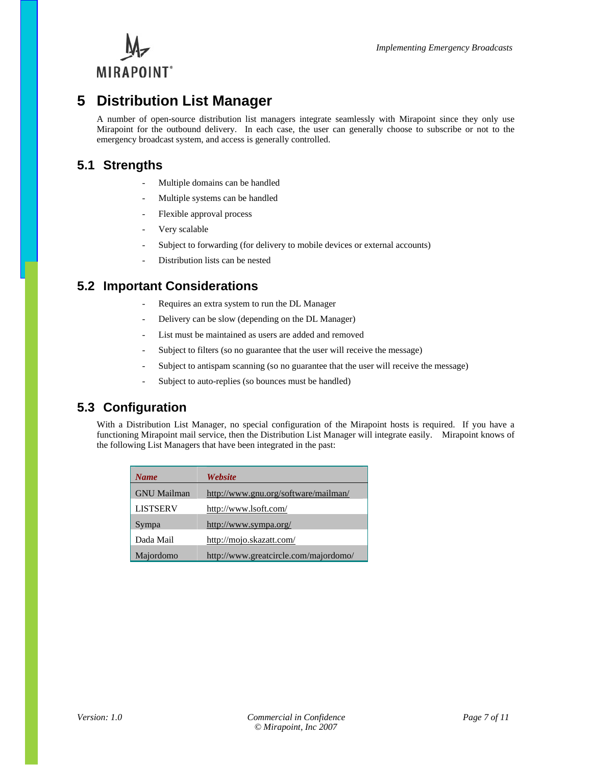# 5 Distribution List Manager

A number of open-source distribution list managers integrate seamlessly with Mirapoint since they only use Mirapoint for the outbound delivery. In each case, the user can generally choose to subscribe or not to the emergency broadcast system, and access is generally controlled.

## 5.1 Strengths

- Multiple domains can be handled
- Multiple systems can be handled
- Flexible approval process
- Very scalable
- Subject to forwarding (for delivery to mobile devices or external accounts)
- Distribution lists can be nested

## 5.2 Important Considerations

- Requires an extra system to run the DL Manager
- Delivery can be slow (depending on the DL Manager)
- List must be maintained as users are added and removed
- Subject to filters (so no guarantee that the user will receive the message)
- Subject to antispam scanning (so no guarantee that the user will receive the message)
- Subject to auto-replies (so bounces must be handled)

## 5.3 Configuration

With a Distribution List Manager, no special configuration of the Mirapoint hosts is required. If you have a functioning Mirapoint mail service, then the Distribution List Manager will integrate easily. Mirapoint knows of the following List Managers that have been integrated in the past:

| *Name* | *Website* |
|---|---|
| GNU Mailman | http://www.gnu.org/software/mailman/ |
| LISTSERV | http://www.lsoft.com/ |
| Sympa | http://www.sympa.org/ |
| Dada Mail | http://mojo.skazatt.com/ |
| Majordomo | http://www.greatcircle.com/majordomo/ |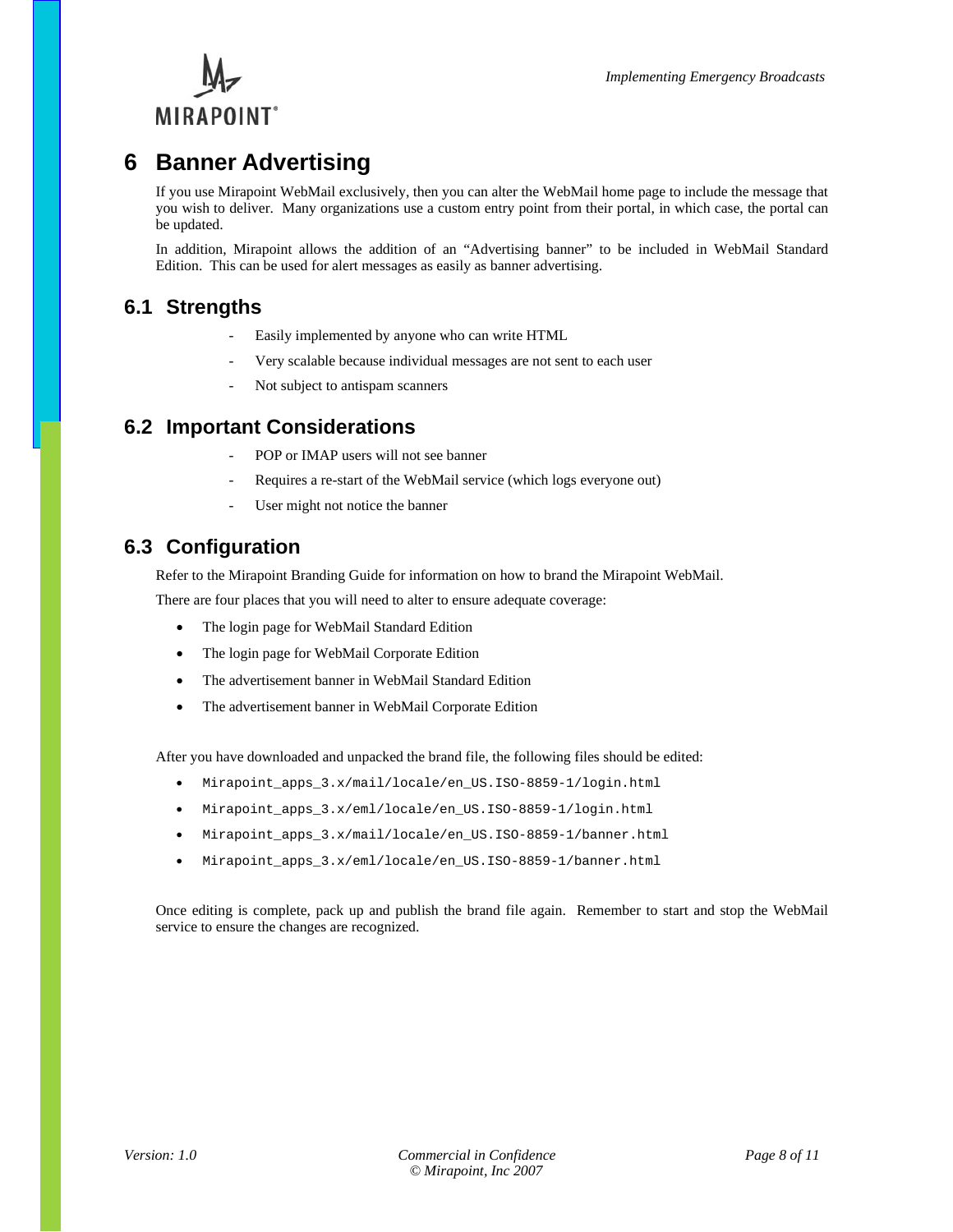# 6 Banner Advertising

If you use Mirapoint WebMail exclusively, then you can alter the WebMail home page to include the message that you wish to deliver. Many organizations use a custom entry point from their portal, in which case, the portal can be updated.

In addition, Mirapoint allows the addition of an "Advertising banner" to be included in WebMail Standard Edition. This can be used for alert messages as easily as banner advertising.

## 6.1 Strengths

- Easily implemented by anyone who can write HTML
- Very scalable because individual messages are not sent to each user
- Not subject to antispam scanners

## 6.2 Important Considerations

- POP or IMAP users will not see banner
- Requires a re-start of the WebMail service (which logs everyone out)
- User might not notice the banner

## 6.3 Configuration

Refer to the Mirapoint Branding Guide for information on how to brand the Mirapoint WebMail.

There are four places that you will need to alter to ensure adequate coverage:

- The login page for WebMail Standard Edition
- The login page for WebMail Corporate Edition
- The advertisement banner in WebMail Standard Edition
- The advertisement banner in WebMail Corporate Edition

After you have downloaded and unpacked the brand file, the following files should be edited:

- `Mirapoint_apps_3.x/mail/locale/en_US.ISO-8859-1/login.html`
- `Mirapoint_apps_3.x/eml/locale/en_US.ISO-8859-1/login.html`
- `Mirapoint_apps_3.x/mail/locale/en_US.ISO-8859-1/banner.html`
- `Mirapoint_apps_3.x/eml/locale/en_US.ISO-8859-1/banner.html`

Once editing is complete, pack up and publish the brand file again. Remember to start and stop the WebMail service to ensure the changes are recognized.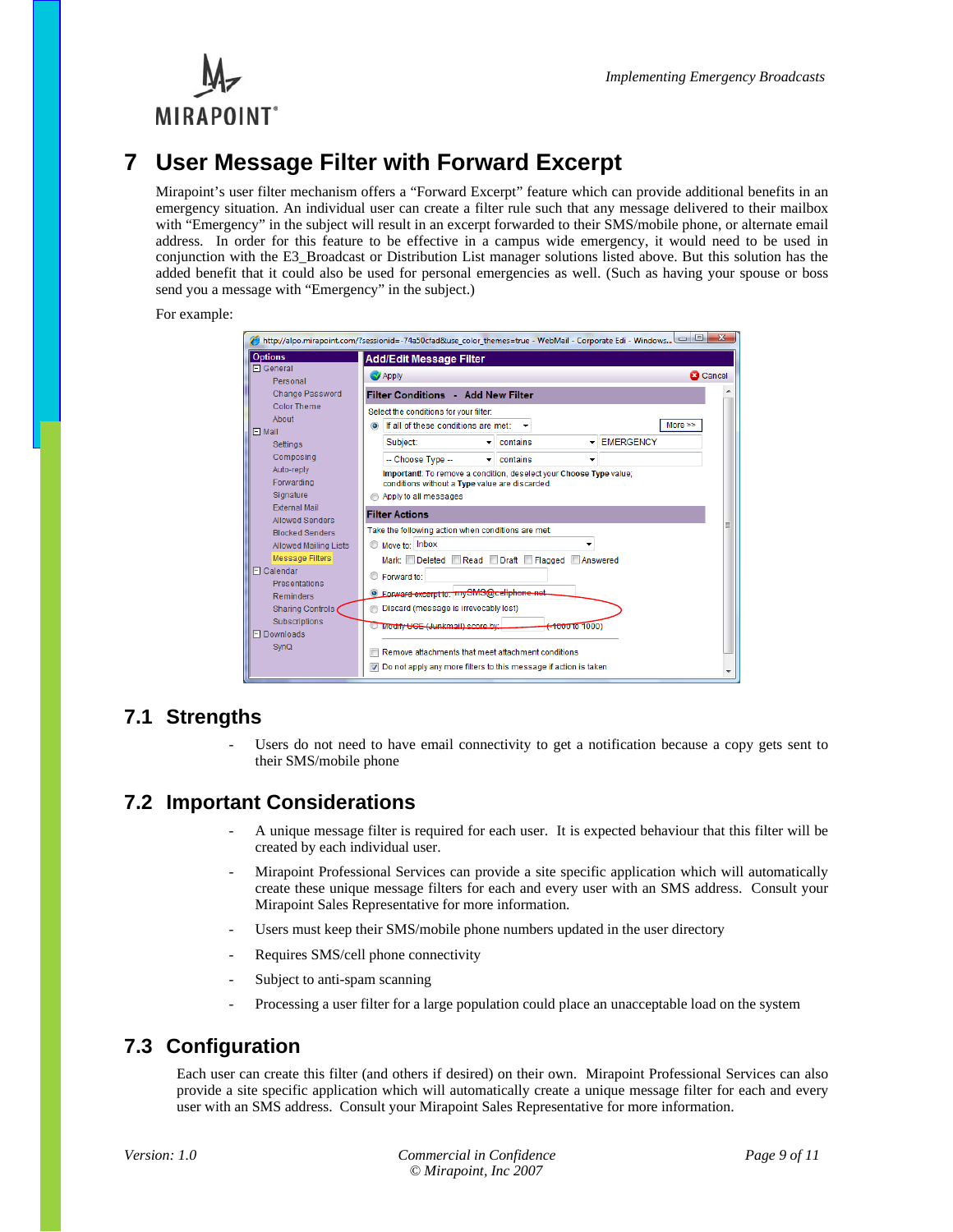# 7 User Message Filter with Forward Excerpt

Mirapoint's user filter mechanism offers a "Forward Excerpt" feature which can provide additional benefits in an emergency situation. An individual user can create a filter rule such that any message delivered to their mailbox with "Emergency" in the subject will result in an excerpt forwarded to their SMS/mobile phone, or alternate email address. In order for this feature to be effective in a campus wide emergency, it would need to be used in conjunction with the E3_Broadcast or Distribution List manager solutions listed above. But this solution has the added benefit that it could also be used for personal emergencies as well. (Such as having your spouse or boss send you a message with "Emergency" in the subject.)

For example:

## 7.1 Strengths

- Users do not need to have email connectivity to get a notification because a copy gets sent to their SMS/mobile phone

## 7.2 Important Considerations

- A unique message filter is required for each user. It is expected behaviour that this filter will be created by each individual user.
- Mirapoint Professional Services can provide a site specific application which will automatically create these unique message filters for each and every user with an SMS address. Consult your Mirapoint Sales Representative for more information.
- Users must keep their SMS/mobile phone numbers updated in the user directory
- Requires SMS/cell phone connectivity
- Subject to anti-spam scanning
- Processing a user filter for a large population could place an unacceptable load on the system

## 7.3 Configuration

Each user can create this filter (and others if desired) on their own. Mirapoint Professional Services can also provide a site specific application which will automatically create a unique message filter for each and every user with an SMS address. Consult your Mirapoint Sales Representative for more information.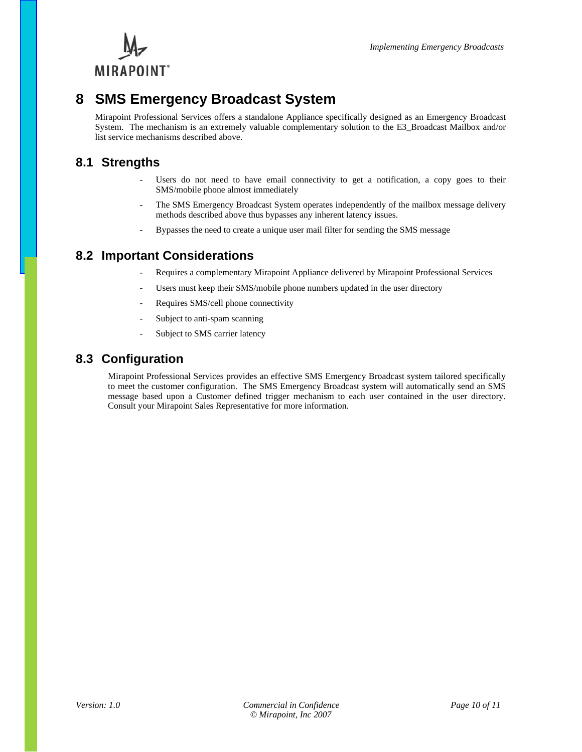# 8 SMS Emergency Broadcast System

Mirapoint Professional Services offers a standalone Appliance specifically designed as an Emergency Broadcast System. The mechanism is an extremely valuable complementary solution to the E3_Broadcast Mailbox and/or list service mechanisms described above.

## 8.1 Strengths

- Users do not need to have email connectivity to get a notification, a copy goes to their SMS/mobile phone almost immediately
- The SMS Emergency Broadcast System operates independently of the mailbox message delivery methods described above thus bypasses any inherent latency issues.
- Bypasses the need to create a unique user mail filter for sending the SMS message

## 8.2 Important Considerations

- Requires a complementary Mirapoint Appliance delivered by Mirapoint Professional Services
- Users must keep their SMS/mobile phone numbers updated in the user directory
- Requires SMS/cell phone connectivity
- Subject to anti-spam scanning
- Subject to SMS carrier latency

## 8.3 Configuration

Mirapoint Professional Services provides an effective SMS Emergency Broadcast system tailored specifically to meet the customer configuration. The SMS Emergency Broadcast system will automatically send an SMS message based upon a Customer defined trigger mechanism to each user contained in the user directory. Consult your Mirapoint Sales Representative for more information.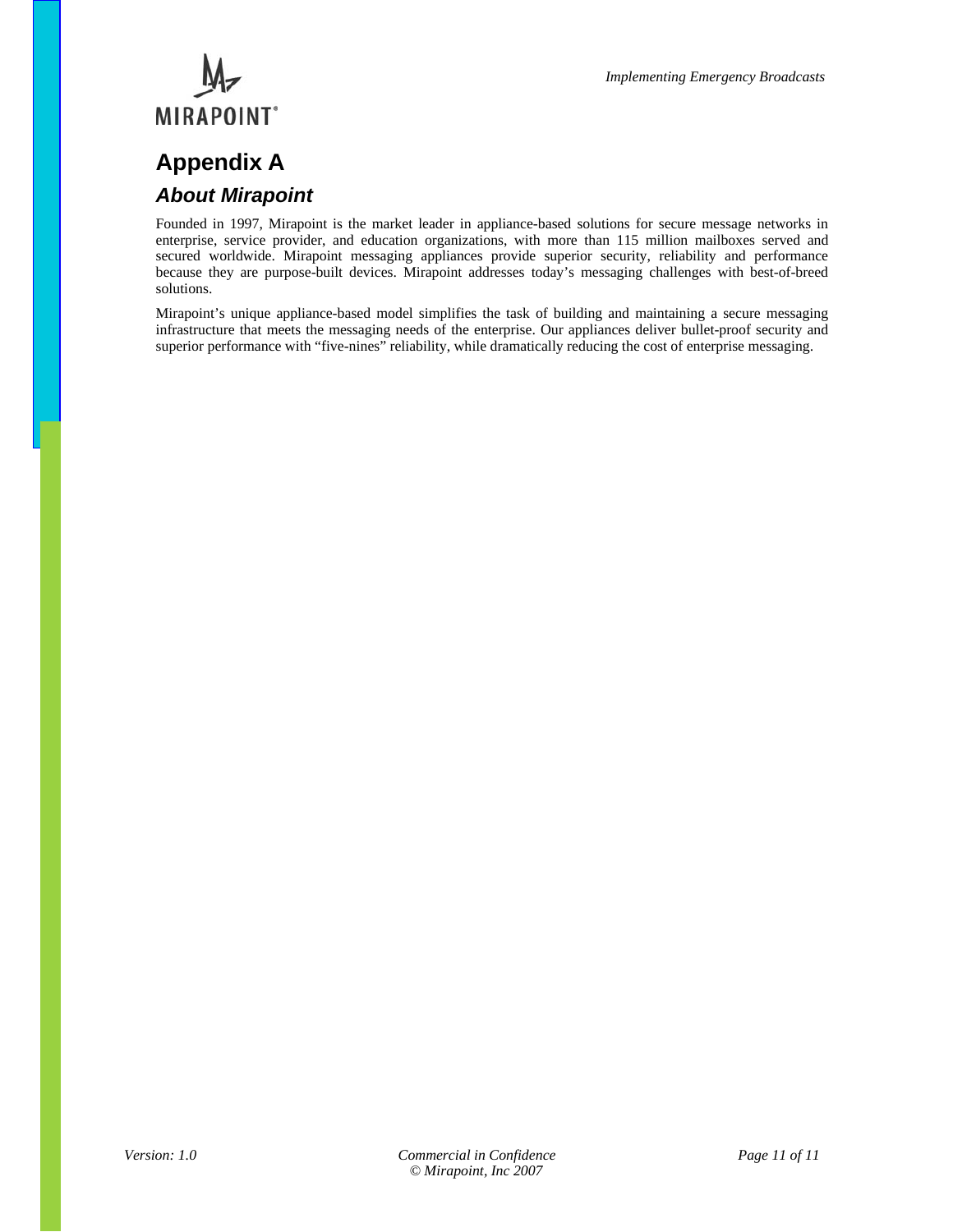# Appendix A

## *About Mirapoint*

Founded in 1997, Mirapoint is the market leader in appliance-based solutions for secure message networks in enterprise, service provider, and education organizations, with more than 115 million mailboxes served and secured worldwide. Mirapoint messaging appliances provide superior security, reliability and performance because they are purpose-built devices. Mirapoint addresses today's messaging challenges with best-of-breed solutions.

Mirapoint's unique appliance-based model simplifies the task of building and maintaining a secure messaging infrastructure that meets the messaging needs of the enterprise. Our appliances deliver bullet-proof security and superior performance with "five-nines" reliability, while dramatically reducing the cost of enterprise messaging.